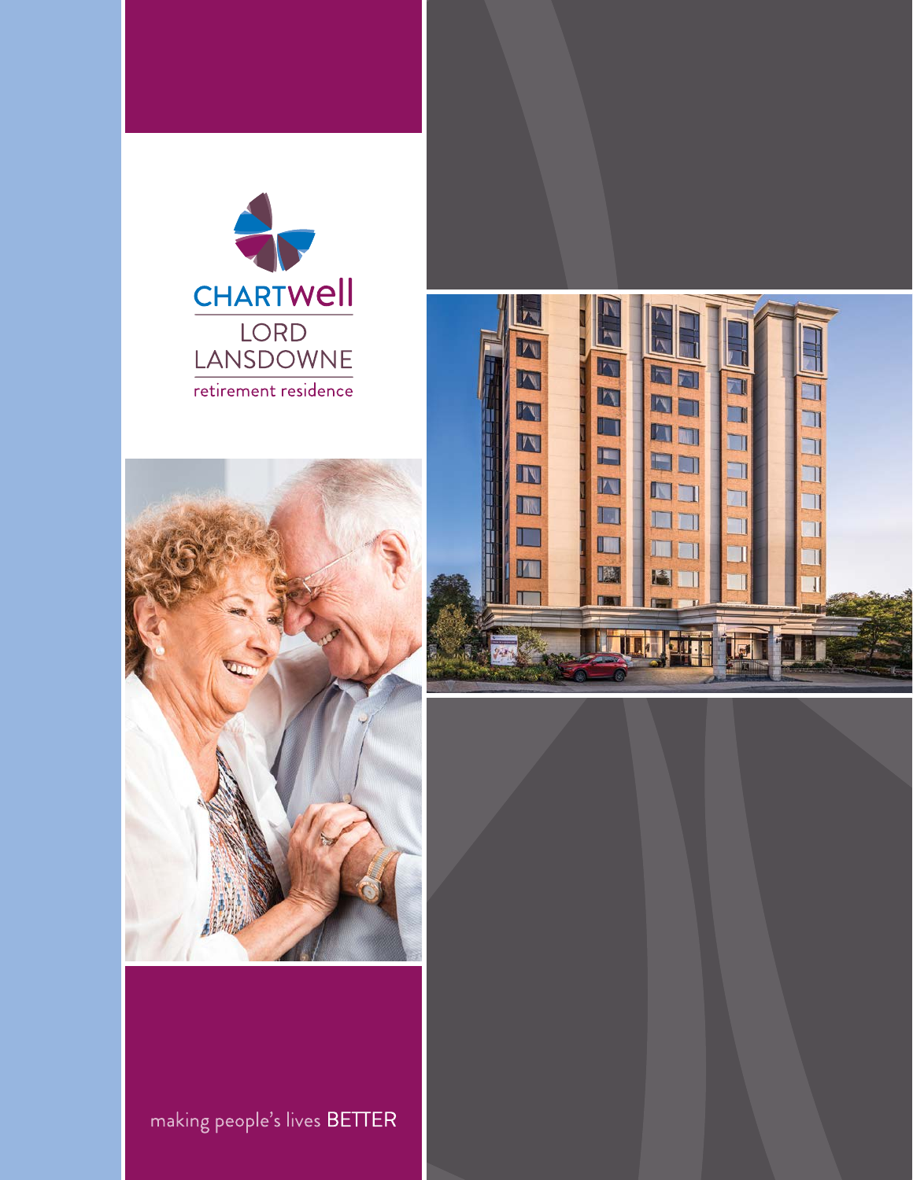# CHARTWELL

## LORD LANSDOWNE

retirement residence

making people's lives BETTER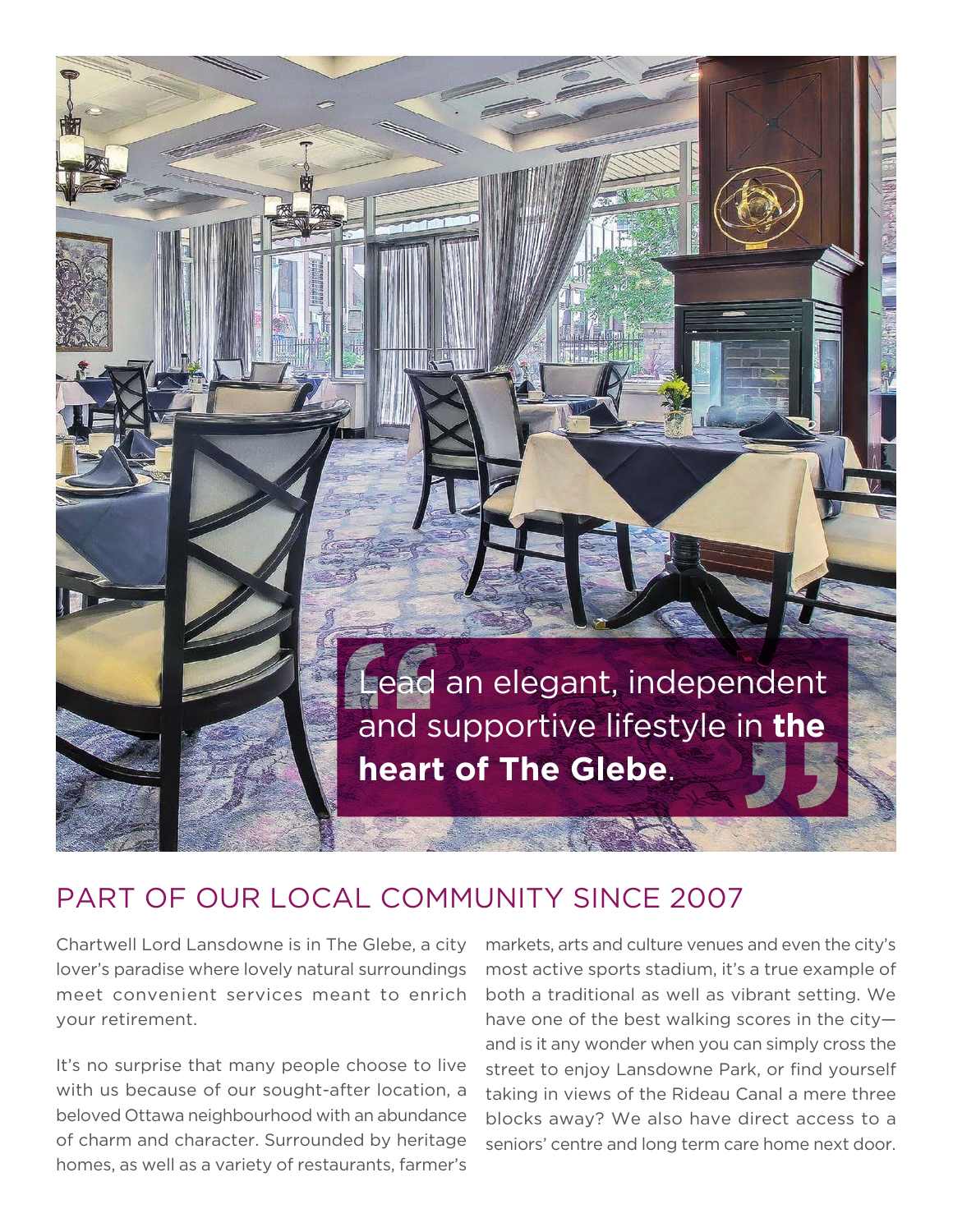> Lead an elegant, independent and supportive lifestyle in **the heart of The Glebe**.

## PART OF OUR LOCAL COMMUNITY SINCE 2007

Chartwell Lord Lansdowne is in The Glebe, a city lover's paradise where lovely natural surroundings meet convenient services meant to enrich your retirement.

It's no surprise that many people choose to live with us because of our sought-after location, a beloved Ottawa neighbourhood with an abundance of charm and character. Surrounded by heritage homes, as well as a variety of restaurants, farmer's markets, arts and culture venues and even the city's most active sports stadium, it's a true example of both a traditional as well as vibrant setting. We have one of the best walking scores in the city—and is it any wonder when you can simply cross the street to enjoy Lansdowne Park, or find yourself taking in views of the Rideau Canal a mere three blocks away? We also have direct access to a seniors' centre and long term care home next door.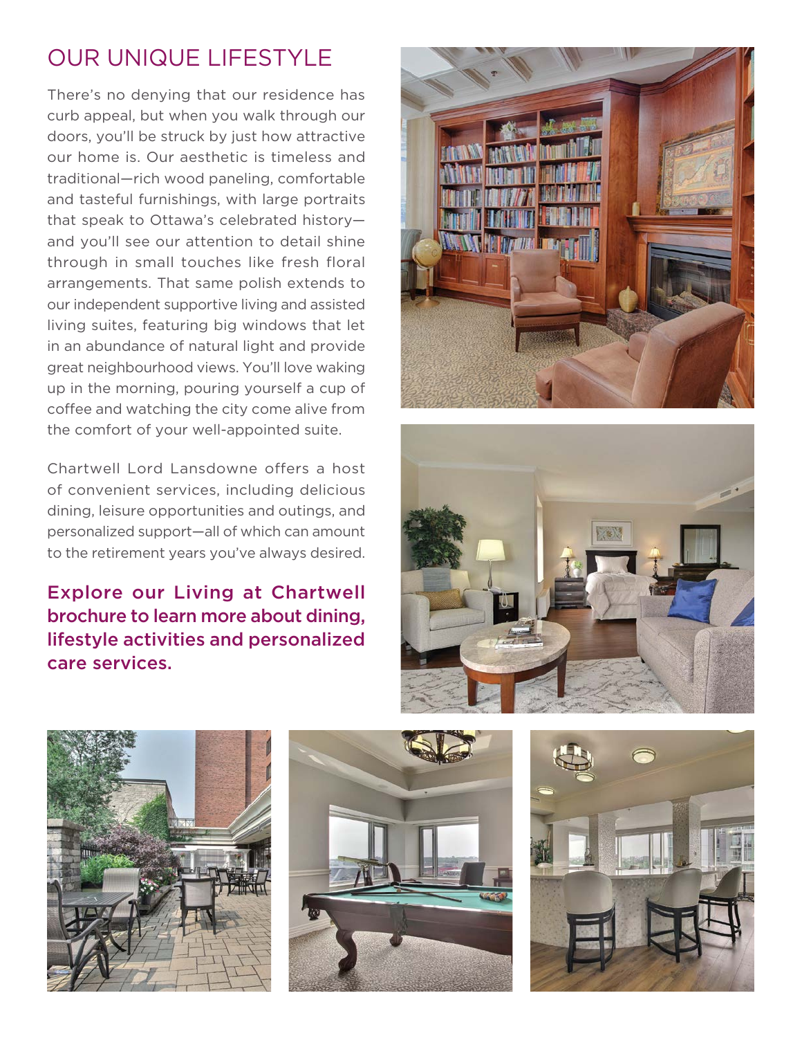# OUR UNIQUE LIFESTYLE

There's no denying that our residence has curb appeal, but when you walk through our doors, you'll be struck by just how attractive our home is. Our aesthetic is timeless and traditional—rich wood paneling, comfortable and tasteful furnishings, with large portraits that speak to Ottawa's celebrated history—and you'll see our attention to detail shine through in small touches like fresh floral arrangements. That same polish extends to our independent supportive living and assisted living suites, featuring big windows that let in an abundance of natural light and provide great neighbourhood views. You'll love waking up in the morning, pouring yourself a cup of coffee and watching the city come alive from the comfort of your well-appointed suite.

Chartwell Lord Lansdowne offers a host of convenient services, including delicious dining, leisure opportunities and outings, and personalized support—all of which can amount to the retirement years you've always desired.

**Explore our Living at Chartwell brochure to learn more about dining, lifestyle activities and personalized care services.**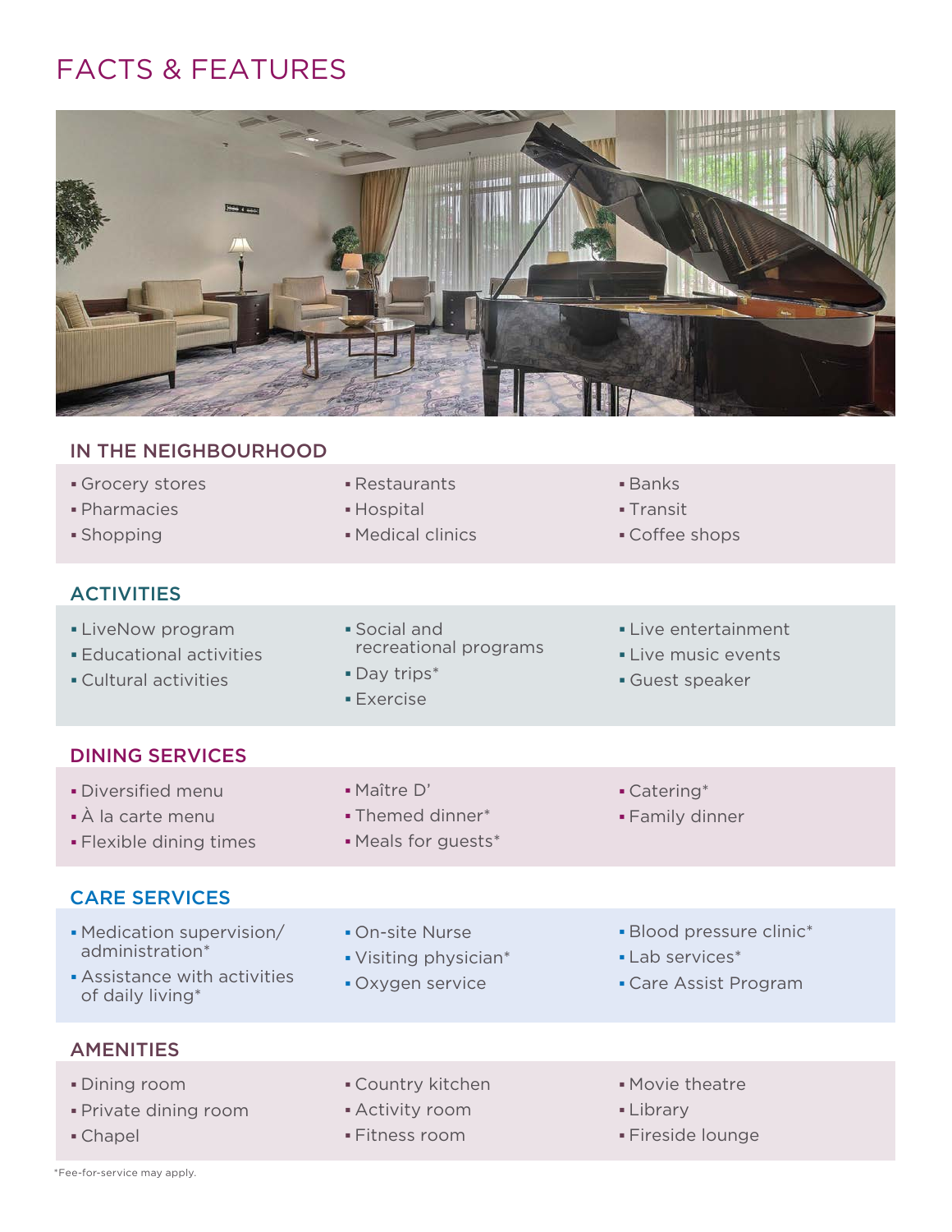# FACTS & FEATURES

## IN THE NEIGHBOURHOOD

- Grocery stores
- Pharmacies
- Shopping
- Restaurants
- Hospital
- Medical clinics
- Banks
- Transit
- Coffee shops

## ACTIVITIES

- LiveNow program
- Educational activities
- Cultural activities
- Social and recreational programs
- Day trips*
- Exercise
- Live entertainment
- Live music events
- Guest speaker

## DINING SERVICES

- Diversified menu
- À la carte menu
- Flexible dining times
- Maître D'
- Themed dinner*
- Meals for guests*
- Catering*
- Family dinner

## CARE SERVICES

- Medication supervision/administration*
- Assistance with activities of daily living*
- On-site Nurse
- Visiting physician*
- Oxygen service
- Blood pressure clinic*
- Lab services*
- Care Assist Program

## AMENITIES

- Dining room
- Private dining room
- Chapel
- Country kitchen
- Activity room
- Fitness room
- Movie theatre
- Library
- Fireside lounge

*Fee-for-service may apply.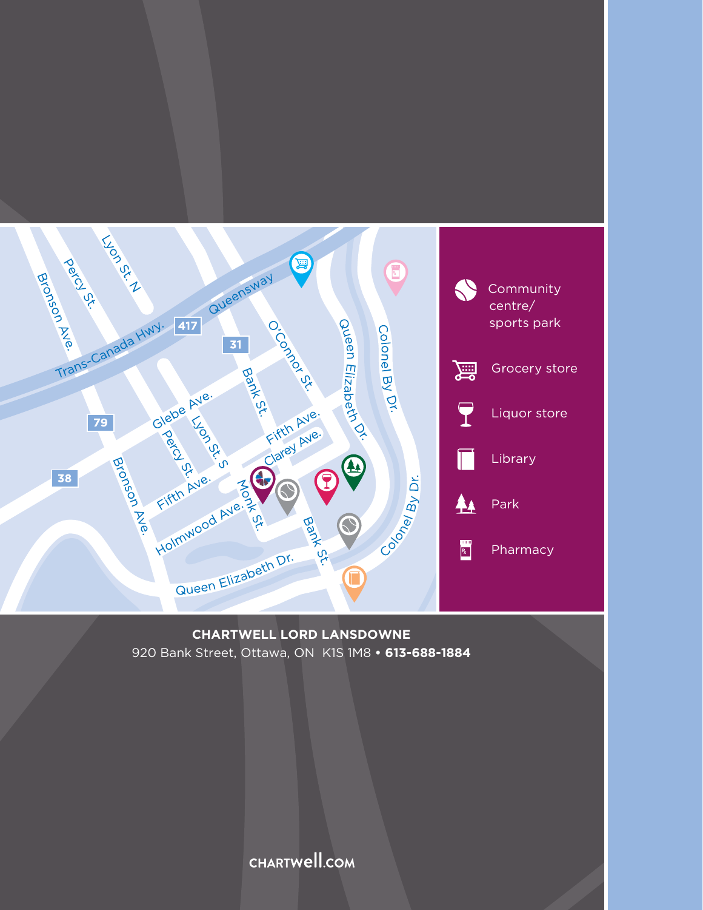Lyon St. N

Percy St.

Bronson Ave.

Queensway

Trans-Canada Hwy.

417

31

O'Connor St.

Queen Elizabeth Dr.

Colonel By Dr.

Bank St.

Glebe Ave.

79

Lyon St. S

Fifth Ave.

Clarey Ave.

38

Bronson Ave.

Percy St.

Fifth Ave.

Monk St.

Holmwood Ave.

Bank St.

Colonel By Dr.

Queen Elizabeth Dr.

Community centre/ sports park

Grocery store

Liquor store

Library

Park

Pharmacy

**CHARTWELL LORD LANSDOWNE**

920 Bank Street, Ottawa, ON K1S 1M8 • **613-688-1884**

CHARTWELL.COM